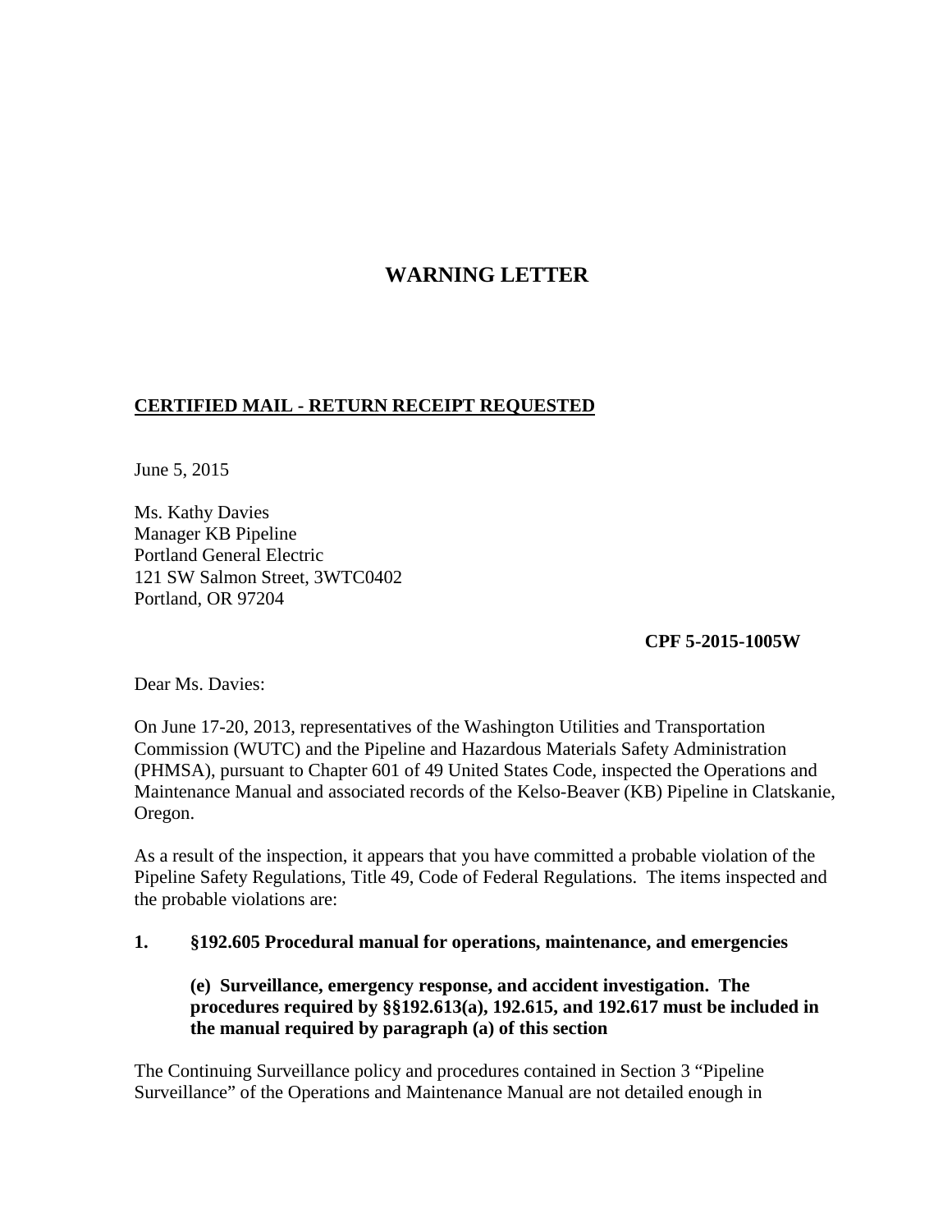# WARNING LETTER

**CERTIFIED MAIL - RETURN RECEIPT REQUESTED**

June 5, 2015

Ms. Kathy Davies
Manager KB Pipeline
Portland General Electric
121 SW Salmon Street, 3WTC0402
Portland, OR 97204

**CPF 5-2015-1005W**

Dear Ms. Davies:

On June 17-20, 2013, representatives of the Washington Utilities and Transportation Commission (WUTC) and the Pipeline and Hazardous Materials Safety Administration (PHMSA), pursuant to Chapter 601 of 49 United States Code, inspected the Operations and Maintenance Manual and associated records of the Kelso-Beaver (KB) Pipeline in Clatskanie, Oregon.

As a result of the inspection, it appears that you have committed a probable violation of the Pipeline Safety Regulations, Title 49, Code of Federal Regulations. The items inspected and the probable violations are:

**1. §192.605 Procedural manual for operations, maintenance, and emergencies**

**(e) Surveillance, emergency response, and accident investigation. The procedures required by §§192.613(a), 192.615, and 192.617 must be included in the manual required by paragraph (a) of this section**

The Continuing Surveillance policy and procedures contained in Section 3 "Pipeline Surveillance" of the Operations and Maintenance Manual are not detailed enough in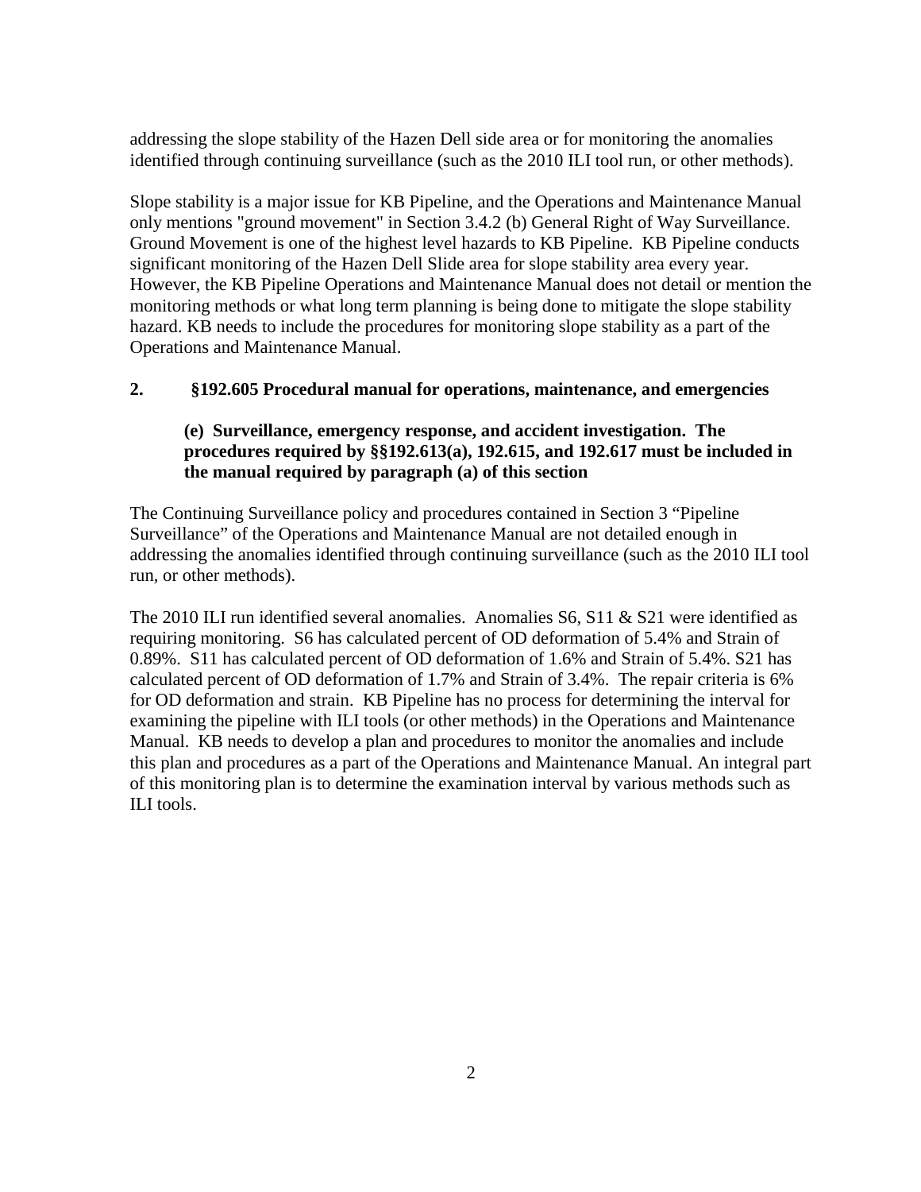addressing the slope stability of the Hazen Dell side area or for monitoring the anomalies identified through continuing surveillance (such as the 2010 ILI tool run, or other methods).

Slope stability is a major issue for KB Pipeline, and the Operations and Maintenance Manual only mentions "ground movement" in Section 3.4.2 (b) General Right of Way Surveillance. Ground Movement is one of the highest level hazards to KB Pipeline. KB Pipeline conducts significant monitoring of the Hazen Dell Slide area for slope stability area every year. However, the KB Pipeline Operations and Maintenance Manual does not detail or mention the monitoring methods or what long term planning is being done to mitigate the slope stability hazard. KB needs to include the procedures for monitoring slope stability as a part of the Operations and Maintenance Manual.

**2. §192.605 Procedural manual for operations, maintenance, and emergencies**

**(e) Surveillance, emergency response, and accident investigation. The procedures required by §§192.613(a), 192.615, and 192.617 must be included in the manual required by paragraph (a) of this section**

The Continuing Surveillance policy and procedures contained in Section 3 "Pipeline Surveillance" of the Operations and Maintenance Manual are not detailed enough in addressing the anomalies identified through continuing surveillance (such as the 2010 ILI tool run, or other methods).

The 2010 ILI run identified several anomalies. Anomalies S6, S11 & S21 were identified as requiring monitoring. S6 has calculated percent of OD deformation of 5.4% and Strain of 0.89%. S11 has calculated percent of OD deformation of 1.6% and Strain of 5.4%. S21 has calculated percent of OD deformation of 1.7% and Strain of 3.4%. The repair criteria is 6% for OD deformation and strain. KB Pipeline has no process for determining the interval for examining the pipeline with ILI tools (or other methods) in the Operations and Maintenance Manual. KB needs to develop a plan and procedures to monitor the anomalies and include this plan and procedures as a part of the Operations and Maintenance Manual. An integral part of this monitoring plan is to determine the examination interval by various methods such as ILI tools.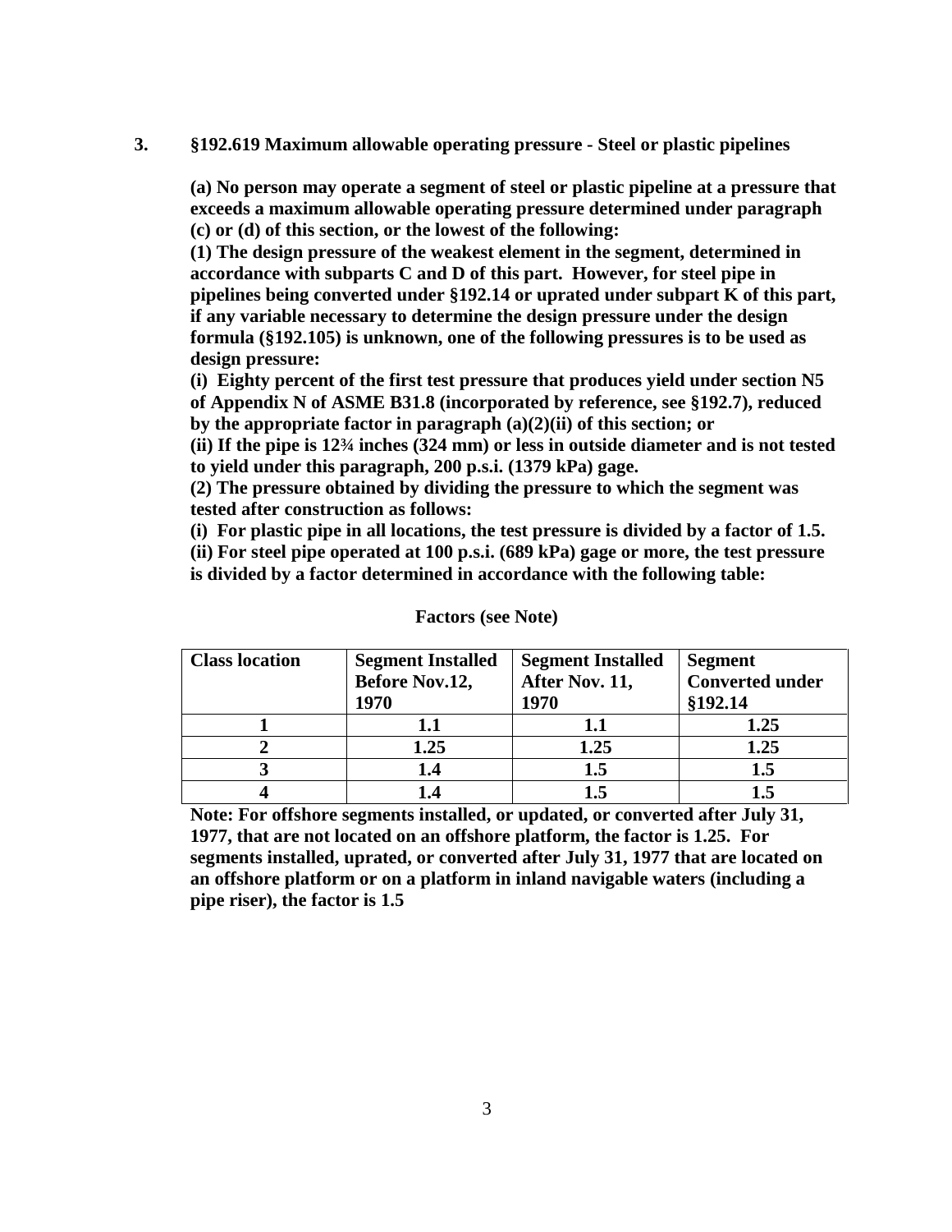**3. §192.619 Maximum allowable operating pressure - Steel or plastic pipelines**

**(a) No person may operate a segment of steel or plastic pipeline at a pressure that exceeds a maximum allowable operating pressure determined under paragraph (c) or (d) of this section, or the lowest of the following:**

**(1) The design pressure of the weakest element in the segment, determined in accordance with subparts C and D of this part. However, for steel pipe in pipelines being converted under §192.14 or uprated under subpart K of this part, if any variable necessary to determine the design pressure under the design formula (§192.105) is unknown, one of the following pressures is to be used as design pressure:**

**(i) Eighty percent of the first test pressure that produces yield under section N5 of Appendix N of ASME B31.8 (incorporated by reference, see §192.7), reduced by the appropriate factor in paragraph (a)(2)(ii) of this section; or**

**(ii) If the pipe is 12¾ inches (324 mm) or less in outside diameter and is not tested to yield under this paragraph, 200 p.s.i. (1379 kPa) gage.**

**(2) The pressure obtained by dividing the pressure to which the segment was tested after construction as follows:**

**(i) For plastic pipe in all locations, the test pressure is divided by a factor of 1.5.**

**(ii) For steel pipe operated at 100 p.s.i. (689 kPa) gage or more, the test pressure is divided by a factor determined in accordance with the following table:**

**Factors (see Note)**

| **Class location** | **Segment Installed Before Nov.12, 1970** | **Segment Installed After Nov. 11, 1970** | **Segment Converted under §192.14** |
|---|---|---|---|
| **1** | **1.1** | **1.1** | **1.25** |
| **2** | **1.25** | **1.25** | **1.25** |
| **3** | **1.4** | **1.5** | **1.5** |
| **4** | **1.4** | **1.5** | **1.5** |

**Note: For offshore segments installed, or updated, or converted after July 31, 1977, that are not located on an offshore platform, the factor is 1.25. For segments installed, uprated, or converted after July 31, 1977 that are located on an offshore platform or on a platform in inland navigable waters (including a pipe riser), the factor is 1.5**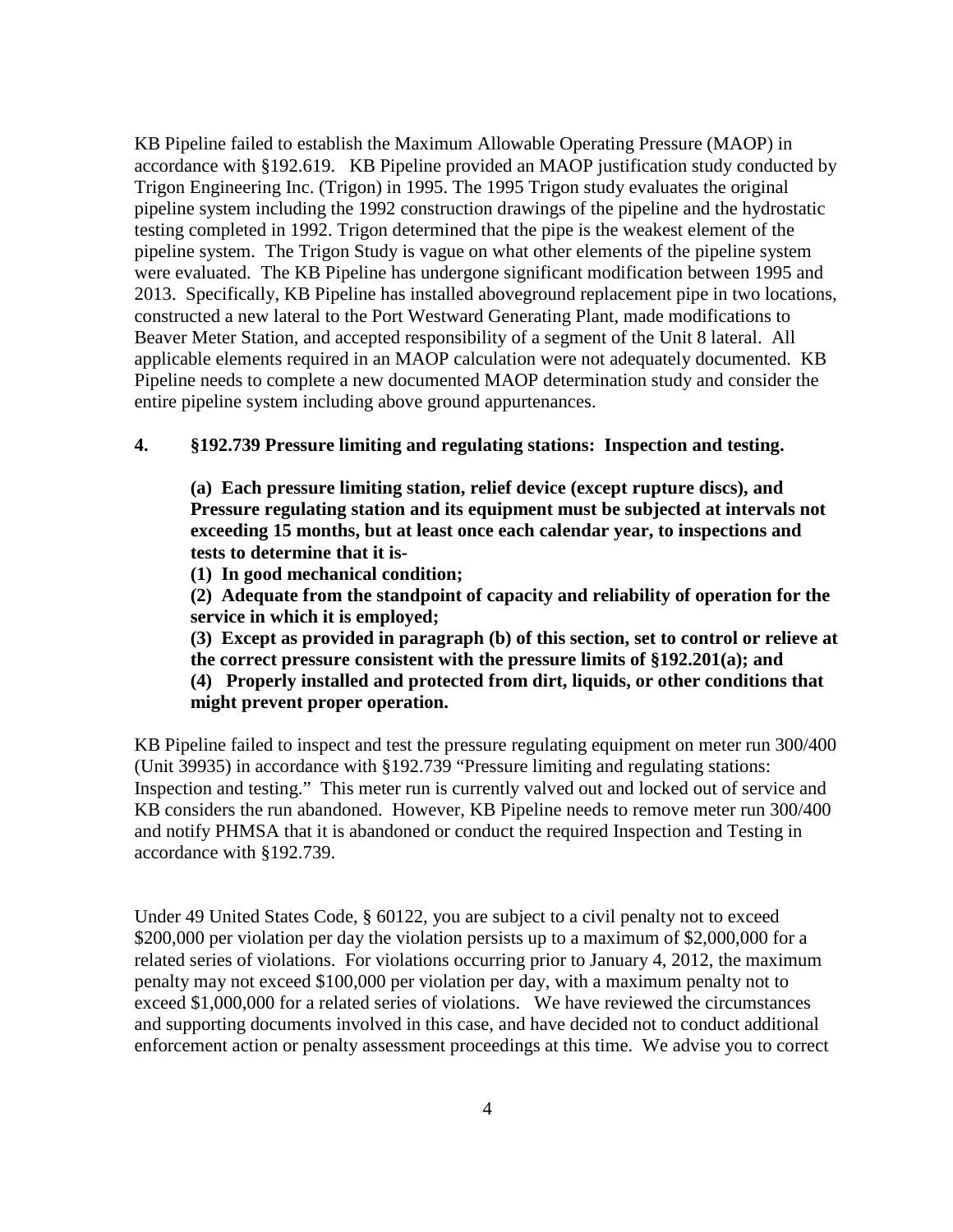KB Pipeline failed to establish the Maximum Allowable Operating Pressure (MAOP) in accordance with §192.619. KB Pipeline provided an MAOP justification study conducted by Trigon Engineering Inc. (Trigon) in 1995. The 1995 Trigon study evaluates the original pipeline system including the 1992 construction drawings of the pipeline and the hydrostatic testing completed in 1992. Trigon determined that the pipe is the weakest element of the pipeline system. The Trigon Study is vague on what other elements of the pipeline system were evaluated. The KB Pipeline has undergone significant modification between 1995 and 2013. Specifically, KB Pipeline has installed aboveground replacement pipe in two locations, constructed a new lateral to the Port Westward Generating Plant, made modifications to Beaver Meter Station, and accepted responsibility of a segment of the Unit 8 lateral. All applicable elements required in an MAOP calculation were not adequately documented. KB Pipeline needs to complete a new documented MAOP determination study and consider the entire pipeline system including above ground appurtenances.

**4. §192.739 Pressure limiting and regulating stations: Inspection and testing.**

> **(a) Each pressure limiting station, relief device (except rupture discs), and Pressure regulating station and its equipment must be subjected at intervals not exceeding 15 months, but at least once each calendar year, to inspections and tests to determine that it is-**
> **(1) In good mechanical condition;**
> **(2) Adequate from the standpoint of capacity and reliability of operation for the service in which it is employed;**
> **(3) Except as provided in paragraph (b) of this section, set to control or relieve at the correct pressure consistent with the pressure limits of §192.201(a); and**
> **(4) Properly installed and protected from dirt, liquids, or other conditions that might prevent proper operation.**

KB Pipeline failed to inspect and test the pressure regulating equipment on meter run 300/400 (Unit 39935) in accordance with §192.739 "Pressure limiting and regulating stations: Inspection and testing." This meter run is currently valved out and locked out of service and KB considers the run abandoned. However, KB Pipeline needs to remove meter run 300/400 and notify PHMSA that it is abandoned or conduct the required Inspection and Testing in accordance with §192.739.

Under 49 United States Code, § 60122, you are subject to a civil penalty not to exceed $200,000 per violation per day the violation persists up to a maximum of $2,000,000 for a related series of violations. For violations occurring prior to January 4, 2012, the maximum penalty may not exceed $100,000 per violation per day, with a maximum penalty not to exceed $1,000,000 for a related series of violations. We have reviewed the circumstances and supporting documents involved in this case, and have decided not to conduct additional enforcement action or penalty assessment proceedings at this time. We advise you to correct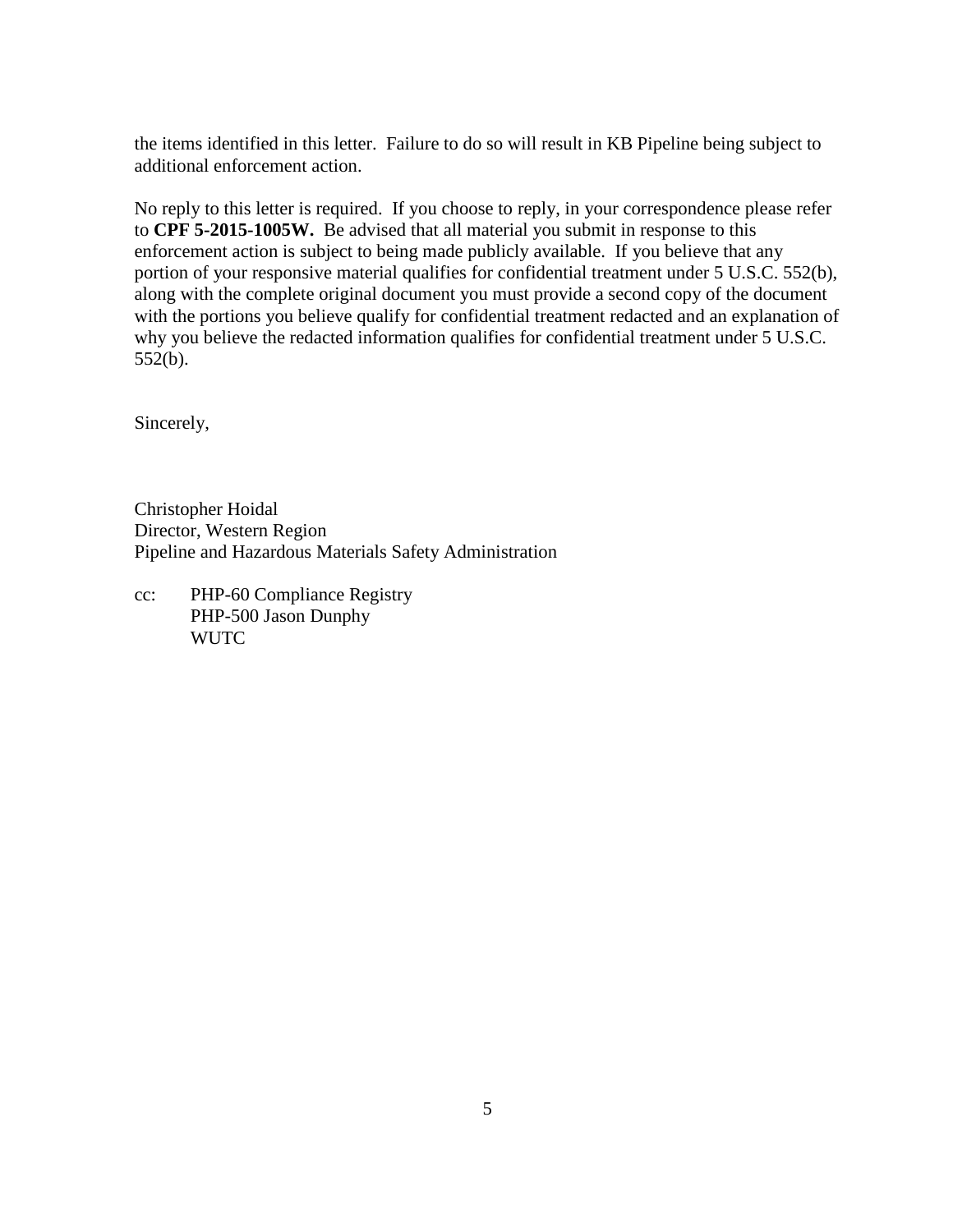the items identified in this letter. Failure to do so will result in KB Pipeline being subject to additional enforcement action.

No reply to this letter is required. If you choose to reply, in your correspondence please refer to **CPF 5-2015-1005W.** Be advised that all material you submit in response to this enforcement action is subject to being made publicly available. If you believe that any portion of your responsive material qualifies for confidential treatment under 5 U.S.C. 552(b), along with the complete original document you must provide a second copy of the document with the portions you believe qualify for confidential treatment redacted and an explanation of why you believe the redacted information qualifies for confidential treatment under 5 U.S.C. 552(b).

Sincerely,

Christopher Hoidal
Director, Western Region
Pipeline and Hazardous Materials Safety Administration

cc: PHP-60 Compliance Registry
PHP-500 Jason Dunphy
WUTC